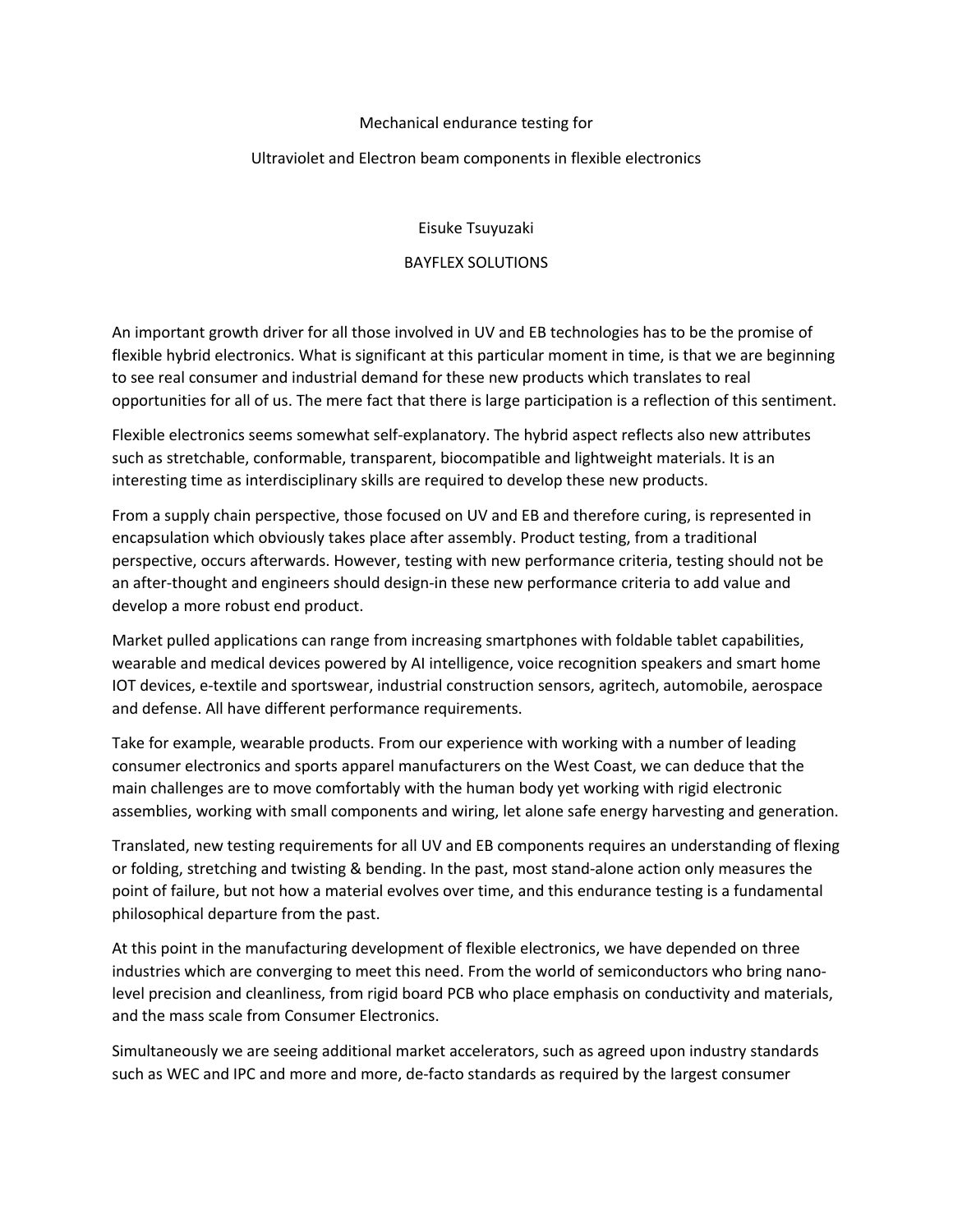# Mechanical endurance testing for

# Ultraviolet and Electron beam components in flexible electronics

Eisuke Tsuyuzaki

BAYFLEX SOLUTIONS

An important growth driver for all those involved in UV and EB technologies has to be the promise of flexible hybrid electronics. What is significant at this particular moment in time, is that we are beginning to see real consumer and industrial demand for these new products which translates to real opportunities for all of us. The mere fact that there is large participation is a reflection of this sentiment.

Flexible electronics seems somewhat self-explanatory. The hybrid aspect reflects also new attributes such as stretchable, conformable, transparent, biocompatible and lightweight materials. It is an interesting time as interdisciplinary skills are required to develop these new products.

From a supply chain perspective, those focused on UV and EB and therefore curing, is represented in encapsulation which obviously takes place after assembly. Product testing, from a traditional perspective, occurs afterwards. However, testing with new performance criteria, testing should not be an after-thought and engineers should design-in these new performance criteria to add value and develop a more robust end product.

Market pulled applications can range from increasing smartphones with foldable tablet capabilities, wearable and medical devices powered by AI intelligence, voice recognition speakers and smart home IOT devices, e-textile and sportswear, industrial construction sensors, agritech, automobile, aerospace and defense. All have different performance requirements.

Take for example, wearable products. From our experience with working with a number of leading consumer electronics and sports apparel manufacturers on the West Coast, we can deduce that the main challenges are to move comfortably with the human body yet working with rigid electronic assemblies, working with small components and wiring, let alone safe energy harvesting and generation.

Translated, new testing requirements for all UV and EB components requires an understanding of flexing or folding, stretching and twisting & bending. In the past, most stand-alone action only measures the point of failure, but not how a material evolves over time, and this endurance testing is a fundamental philosophical departure from the past.

At this point in the manufacturing development of flexible electronics, we have depended on three industries which are converging to meet this need. From the world of semiconductors who bring nano-level precision and cleanliness, from rigid board PCB who place emphasis on conductivity and materials, and the mass scale from Consumer Electronics.

Simultaneously we are seeing additional market accelerators, such as agreed upon industry standards such as WEC and IPC and more and more, de-facto standards as required by the largest consumer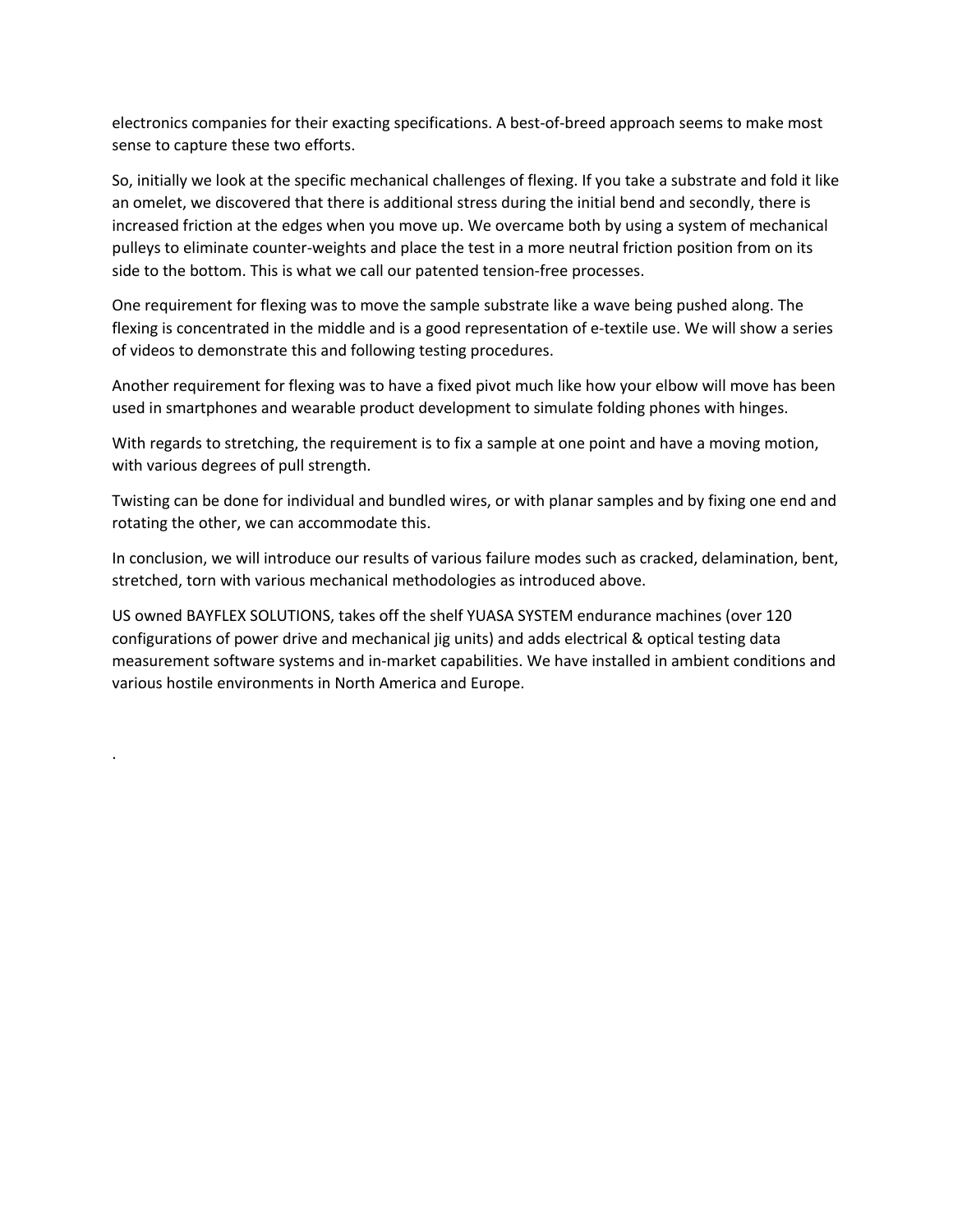electronics companies for their exacting specifications. A best-of-breed approach seems to make most sense to capture these two efforts.

So, initially we look at the specific mechanical challenges of flexing. If you take a substrate and fold it like an omelet, we discovered that there is additional stress during the initial bend and secondly, there is increased friction at the edges when you move up. We overcame both by using a system of mechanical pulleys to eliminate counter-weights and place the test in a more neutral friction position from on its side to the bottom. This is what we call our patented tension-free processes.

One requirement for flexing was to move the sample substrate like a wave being pushed along. The flexing is concentrated in the middle and is a good representation of e-textile use. We will show a series of videos to demonstrate this and following testing procedures.

Another requirement for flexing was to have a fixed pivot much like how your elbow will move has been used in smartphones and wearable product development to simulate folding phones with hinges.

With regards to stretching, the requirement is to fix a sample at one point and have a moving motion, with various degrees of pull strength.

Twisting can be done for individual and bundled wires, or with planar samples and by fixing one end and rotating the other, we can accommodate this.

In conclusion, we will introduce our results of various failure modes such as cracked, delamination, bent, stretched, torn with various mechanical methodologies as introduced above.

US owned BAYFLEX SOLUTIONS, takes off the shelf YUASA SYSTEM endurance machines (over 120 configurations of power drive and mechanical jig units) and adds electrical & optical testing data measurement software systems and in-market capabilities. We have installed in ambient conditions and various hostile environments in North America and Europe.

.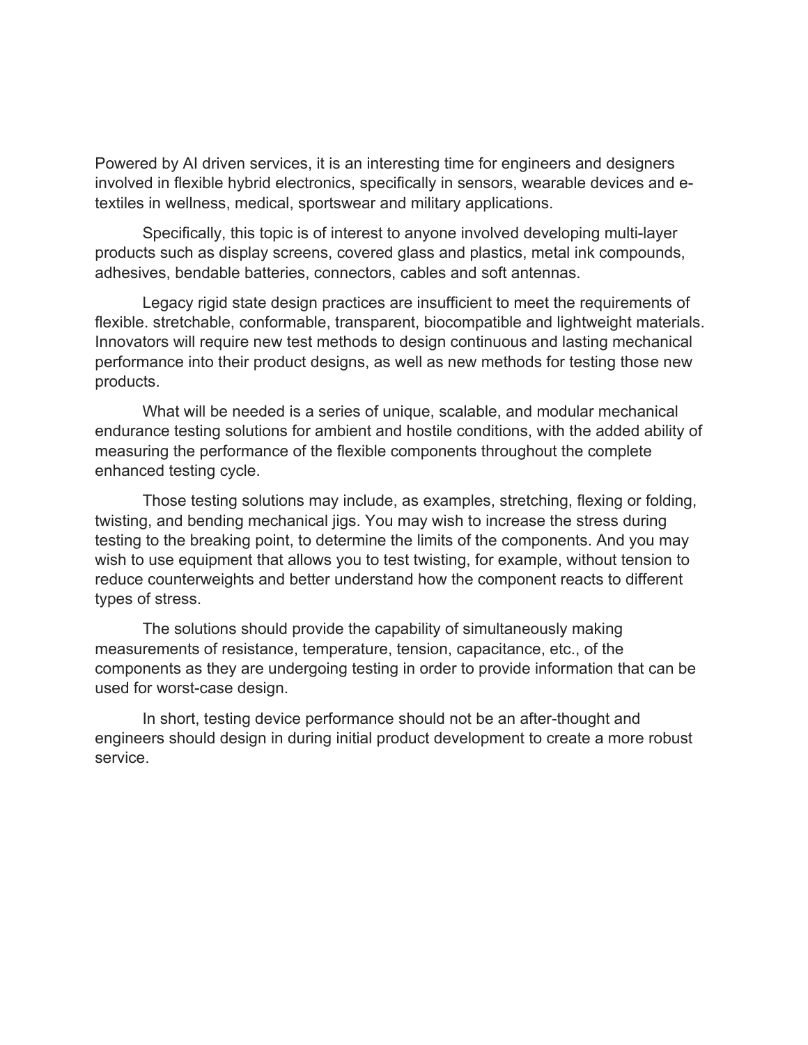Powered by AI driven services, it is an interesting time for engineers and designers involved in flexible hybrid electronics, specifically in sensors, wearable devices and e-textiles in wellness, medical, sportswear and military applications.

Specifically, this topic is of interest to anyone involved developing multi-layer products such as display screens, covered glass and plastics, metal ink compounds, adhesives, bendable batteries, connectors, cables and soft antennas.

Legacy rigid state design practices are insufficient to meet the requirements of flexible. stretchable, conformable, transparent, biocompatible and lightweight materials. Innovators will require new test methods to design continuous and lasting mechanical performance into their product designs, as well as new methods for testing those new products.

What will be needed is a series of unique, scalable, and modular mechanical endurance testing solutions for ambient and hostile conditions, with the added ability of measuring the performance of the flexible components throughout the complete enhanced testing cycle.

Those testing solutions may include, as examples, stretching, flexing or folding, twisting, and bending mechanical jigs. You may wish to increase the stress during testing to the breaking point, to determine the limits of the components. And you may wish to use equipment that allows you to test twisting, for example, without tension to reduce counterweights and better understand how the component reacts to different types of stress.

The solutions should provide the capability of simultaneously making measurements of resistance, temperature, tension, capacitance, etc., of the components as they are undergoing testing in order to provide information that can be used for worst-case design.

In short, testing device performance should not be an after-thought and engineers should design in during initial product development to create a more robust service.